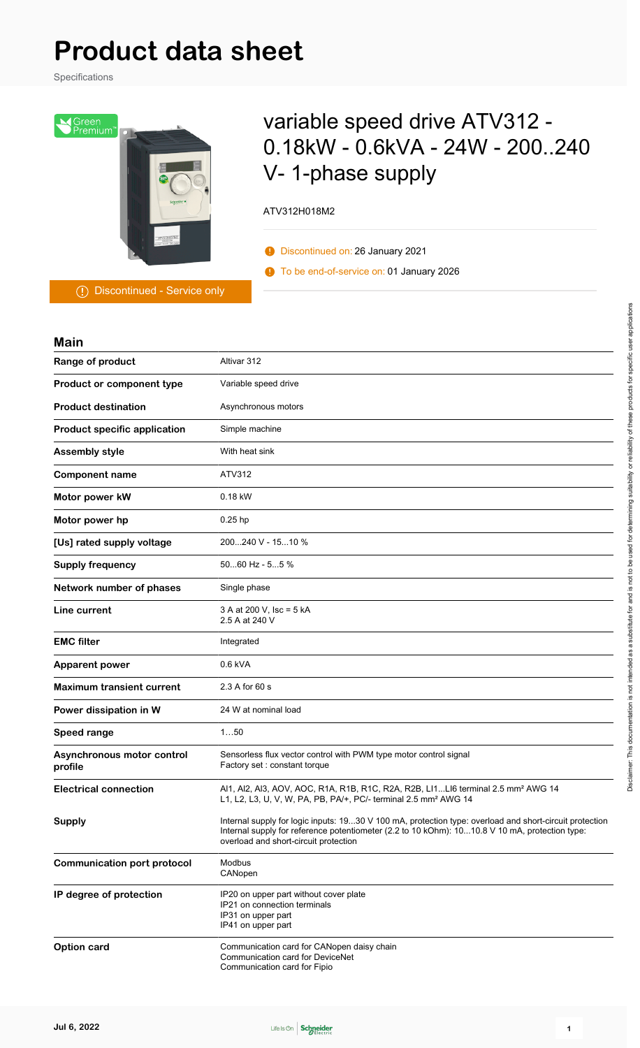# Product data sheet

Specifications

Green Premium™

Discontinued - Service only

## variable speed drive ATV312 - 0.18kW - 0.6kVA - 24W - 200..240 V- 1-phase supply

ATV312H018M2

Discontinued on: 26 January 2021

To be end-of-service on: 01 January 2026

### Main

| | |
|---|---|
| **Range of product** | Altivar 312 |
| **Product or component type** | Variable speed drive |
| **Product destination** | Asynchronous motors |
| **Product specific application** | Simple machine |
| **Assembly style** | With heat sink |
| **Component name** | ATV312 |
| **Motor power kW** | 0.18 kW |
| **Motor power hp** | 0.25 hp |
| **[Us] rated supply voltage** | 200...240 V - 15...10 % |
| **Supply frequency** | 50...60 Hz - 5...5 % |
| **Network number of phases** | Single phase |
| **Line current** | 3 A at 200 V, Isc = 5 kA<br>2.5 A at 240 V |
| **EMC filter** | Integrated |
| **Apparent power** | 0.6 kVA |
| **Maximum transient current** | 2.3 A for 60 s |
| **Power dissipation in W** | 24 W at nominal load |
| **Speed range** | 1…50 |
| **Asynchronous motor control profile** | Sensorless flux vector control with PWM type motor control signal<br>Factory set : constant torque |
| **Electrical connection** | AI1, AI2, AI3, AOV, AOC, R1A, R1B, R1C, R2A, R2B, LI1...LI6 terminal 2.5 mm² AWG 14<br>L1, L2, L3, U, V, W, PA, PB, PA/+, PC/- terminal 2.5 mm² AWG 14 |
| **Supply** | Internal supply for logic inputs: 19...30 V 100 mA, protection type: overload and short-circuit protection<br>Internal supply for reference potentiometer (2.2 to 10 kOhm): 10...10.8 V 10 mA, protection type: overload and short-circuit protection |
| **Communication port protocol** | Modbus<br>CANopen |
| **IP degree of protection** | IP20 on upper part without cover plate<br>IP21 on connection terminals<br>IP31 on upper part<br>IP41 on upper part |
| **Option card** | Communication card for CANopen daisy chain<br>Communication card for DeviceNet<br>Communication card for Fipio |

Disclaimer: This documentation is not intended as a substitute for and is not to be used for determining suitability or reliability of these products for specific user applications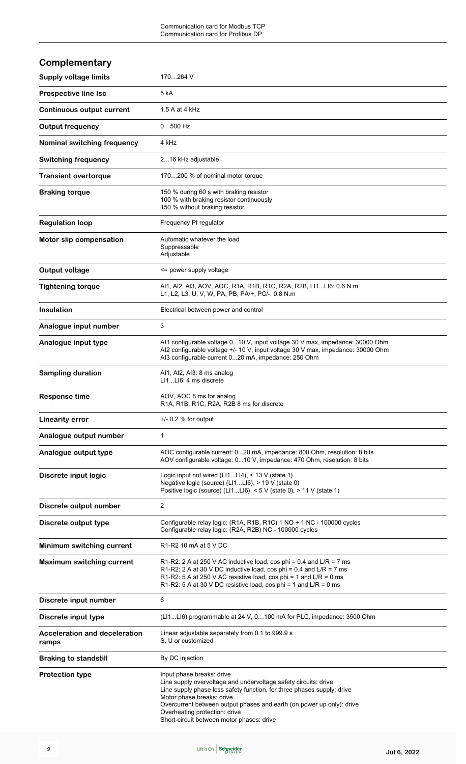Communication card for Modbus TCP
Communication card for Profibus DP

## Complementary

| | |
|---|---|
| **Supply voltage limits** | 170…264 V |
| **Prospective line Isc** | 5 kA |
| **Continuous output current** | 1.5 A at 4 kHz |
| **Output frequency** | 0…500 Hz |
| **Nominal switching frequency** | 4 kHz |
| **Switching frequency** | 2...16 kHz adjustable |
| **Transient overtorque** | 170…200 % of nominal motor torque |
| **Braking torque** | 150 % during 60 s with braking resistor<br>100 % with braking resistor continuously<br>150 % without braking resistor |
| **Regulation loop** | Frequency PI regulator |
| **Motor slip compensation** | Automatic whatever the load<br>Suppressable<br>Adjustable |
| **Output voltage** | <= power supply voltage |
| **Tightening torque** | AI1, AI2, AI3, AOV, AOC, R1A, R1B, R1C, R2A, R2B, LI1...LI6: 0.6 N.m<br>L1, L2, L3, U, V, W, PA, PB, PA/+, PC/-: 0.8 N.m |
| **Insulation** | Electrical between power and control |
| **Analogue input number** | 3 |
| **Analogue input type** | AI1 configurable voltage 0...10 V, input voltage 30 V max, impedance: 30000 Ohm<br>AI2 configurable voltage +/- 10 V, input voltage 30 V max, impedance: 30000 Ohm<br>AI3 configurable current 0...20 mA, impedance: 250 Ohm |
| **Sampling duration** | AI1, AI2, AI3: 8 ms analog<br>LI1...LI6: 4 ms discrete |
| **Response time** | AOV, AOC 8 ms for analog<br>R1A, R1B, R1C, R2A, R2B 8 ms for discrete |
| **Linearity error** | +/- 0.2 % for output |
| **Analogue output number** | 1 |
| **Analogue output type** | AOC configurable current: 0...20 mA, impedance: 800 Ohm, resolution: 8 bits<br>AOV configurable voltage: 0...10 V, impedance: 470 Ohm, resolution: 8 bits |
| **Discrete input logic** | Logic input not wired (LI1...LI4), < 13 V (state 1)<br>Negative logic (source) (LI1...LI6), > 19 V (state 0)<br>Positive logic (source) (LI1...LI6), < 5 V (state 0), > 11 V (state 1) |
| **Discrete output number** | 2 |
| **Discrete output type** | Configurable relay logic: (R1A, R1B, R1C) 1 NO + 1 NC - 100000 cycles<br>Configurable relay logic: (R2A, R2B) NC - 100000 cycles |
| **Minimum switching current** | R1-R2 10 mA at 5 V DC |
| **Maximum switching current** | R1-R2: 2 A at 250 V AC inductive load, cos phi = 0.4 and L/R = 7 ms<br>R1-R2: 2 A at 30 V DC inductive load, cos phi = 0.4 and L/R = 7 ms<br>R1-R2: 5 A at 250 V AC resistive load, cos phi = 1 and L/R = 0 ms<br>R1-R2: 5 A at 30 V DC resistive load, cos phi = 1 and L/R = 0 ms |
| **Discrete input number** | 6 |
| **Discrete input type** | (LI1...LI6) programmable at 24 V, 0…100 mA for PLC, impedance: 3500 Ohm |
| **Acceleration and deceleration ramps** | Linear adjustable separately from 0.1 to 999.9 s<br>S, U or customized |
| **Braking to standstill** | By DC injection |
| **Protection type** | Input phase breaks: drive<br>Line supply overvoltage and undervoltage safety circuits: drive<br>Line supply phase loss safety function, for three phases supply: drive<br>Motor phase breaks: drive<br>Overcurrent between output phases and earth (on power up only): drive<br>Overheating protection: drive<br>Short-circuit between motor phases: drive |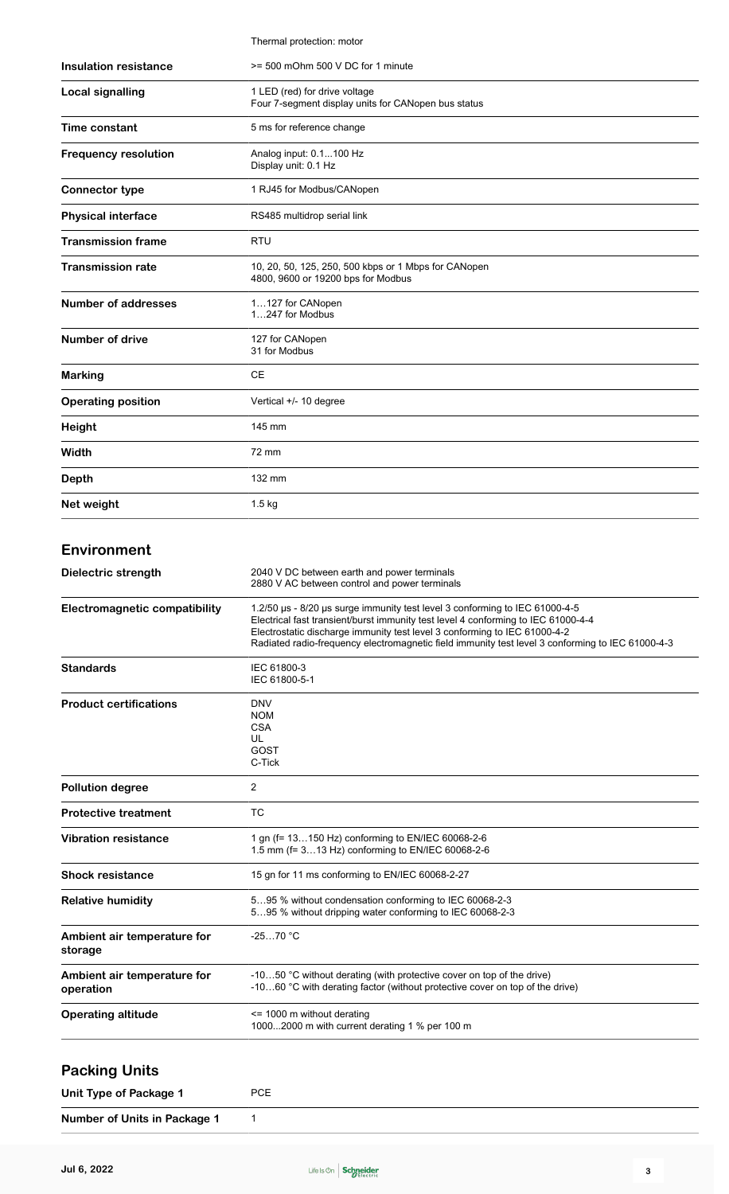| | |
|---|---|
| | Thermal protection: motor |
| **Insulation resistance** | >= 500 mOhm 500 V DC for 1 minute |
| **Local signalling** | 1 LED (red) for drive voltage<br>Four 7-segment display units for CANopen bus status |
| **Time constant** | 5 ms for reference change |
| **Frequency resolution** | Analog input: 0.1...100 Hz<br>Display unit: 0.1 Hz |
| **Connector type** | 1 RJ45 for Modbus/CANopen |
| **Physical interface** | RS485 multidrop serial link |
| **Transmission frame** | RTU |
| **Transmission rate** | 10, 20, 50, 125, 250, 500 kbps or 1 Mbps for CANopen<br>4800, 9600 or 19200 bps for Modbus |
| **Number of addresses** | 1…127 for CANopen<br>1…247 for Modbus |
| **Number of drive** | 127 for CANopen<br>31 for Modbus |
| **Marking** | CE |
| **Operating position** | Vertical +/- 10 degree |
| **Height** | 145 mm |
| **Width** | 72 mm |
| **Depth** | 132 mm |
| **Net weight** | 1.5 kg |

## Environment

| | |
|---|---|
| **Dielectric strength** | 2040 V DC between earth and power terminals<br>2880 V AC between control and power terminals |
| **Electromagnetic compatibility** | 1.2/50 µs - 8/20 µs surge immunity test level 3 conforming to IEC 61000-4-5<br>Electrical fast transient/burst immunity test level 4 conforming to IEC 61000-4-4<br>Electrostatic discharge immunity test level 3 conforming to IEC 61000-4-2<br>Radiated radio-frequency electromagnetic field immunity test level 3 conforming to IEC 61000-4-3 |
| **Standards** | IEC 61800-3<br>IEC 61800-5-1 |
| **Product certifications** | DNV<br>NOM<br>CSA<br>UL<br>GOST<br>C-Tick |
| **Pollution degree** | 2 |
| **Protective treatment** | TC |
| **Vibration resistance** | 1 gn (f= 13…150 Hz) conforming to EN/IEC 60068-2-6<br>1.5 mm (f= 3…13 Hz) conforming to EN/IEC 60068-2-6 |
| **Shock resistance** | 15 gn for 11 ms conforming to EN/IEC 60068-2-27 |
| **Relative humidity** | 5…95 % without condensation conforming to IEC 60068-2-3<br>5…95 % without dripping water conforming to IEC 60068-2-3 |
| **Ambient air temperature for storage** | -25…70 °C |
| **Ambient air temperature for operation** | -10…50 °C without derating (with protective cover on top of the drive)<br>-10…60 °C with derating factor (without protective cover on top of the drive) |
| **Operating altitude** | <= 1000 m without derating<br>1000...2000 m with current derating 1 % per 100 m |

## Packing Units

| | |
|---|---|
| **Unit Type of Package 1** | PCE |
| **Number of Units in Package 1** | 1 |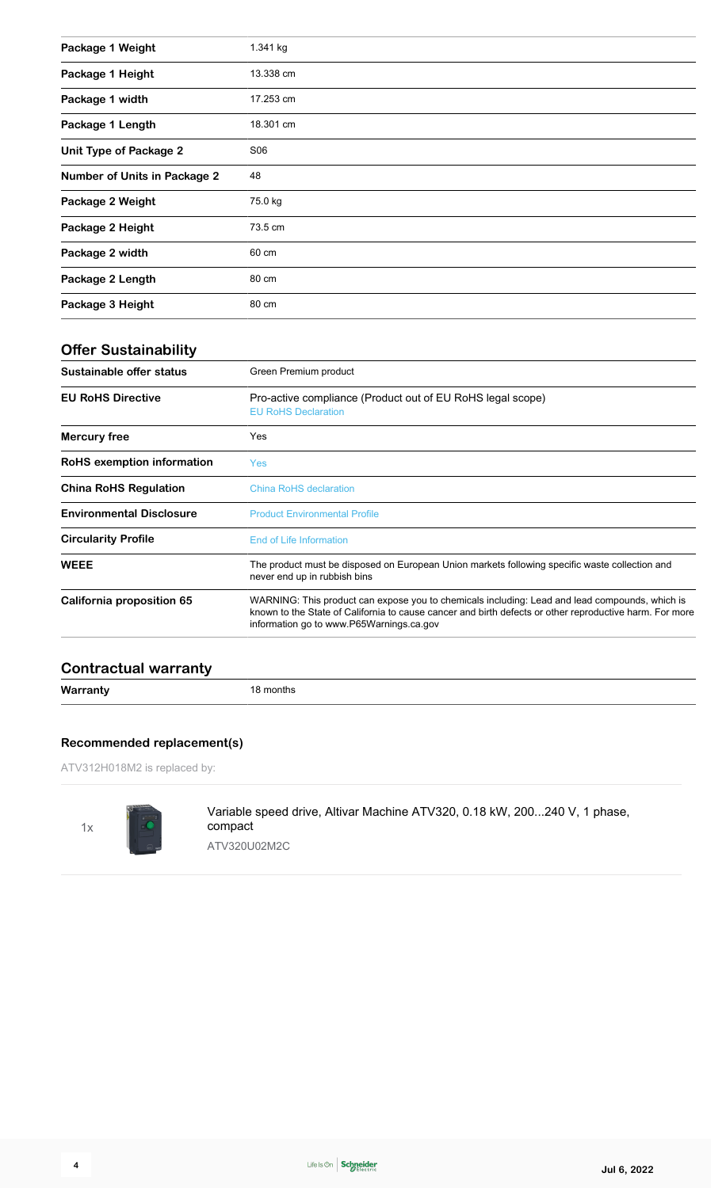| | |
|---|---|
| **Package 1 Weight** | 1.341 kg |
| **Package 1 Height** | 13.338 cm |
| **Package 1 width** | 17.253 cm |
| **Package 1 Length** | 18.301 cm |
| **Unit Type of Package 2** | S06 |
| **Number of Units in Package 2** | 48 |
| **Package 2 Weight** | 75.0 kg |
| **Package 2 Height** | 73.5 cm |
| **Package 2 width** | 60 cm |
| **Package 2 Length** | 80 cm |
| **Package 3 Height** | 80 cm |

## Offer Sustainability

| | |
|---|---|
| **Sustainable offer status** | Green Premium product |
| **EU RoHS Directive** | Pro-active compliance (Product out of EU RoHS legal scope)<br>EU RoHS Declaration |
| **Mercury free** | Yes |
| **RoHS exemption information** | Yes |
| **China RoHS Regulation** | China RoHS declaration |
| **Environmental Disclosure** | Product Environmental Profile |
| **Circularity Profile** | End of Life Information |
| **WEEE** | The product must be disposed on European Union markets following specific waste collection and never end up in rubbish bins |
| **California proposition 65** | WARNING: This product can expose you to chemicals including: Lead and lead compounds, which is known to the State of California to cause cancer and birth defects or other reproductive harm. For more information go to www.P65Warnings.ca.gov |

## Contractual warranty

| | |
|---|---|
| **Warranty** | 18 months |

### Recommended replacement(s)

ATV312H018M2 is replaced by:

1x

Variable speed drive, Altivar Machine ATV320, 0.18 kW, 200...240 V, 1 phase, compact

ATV320U02M2C

Jul 6, 2022